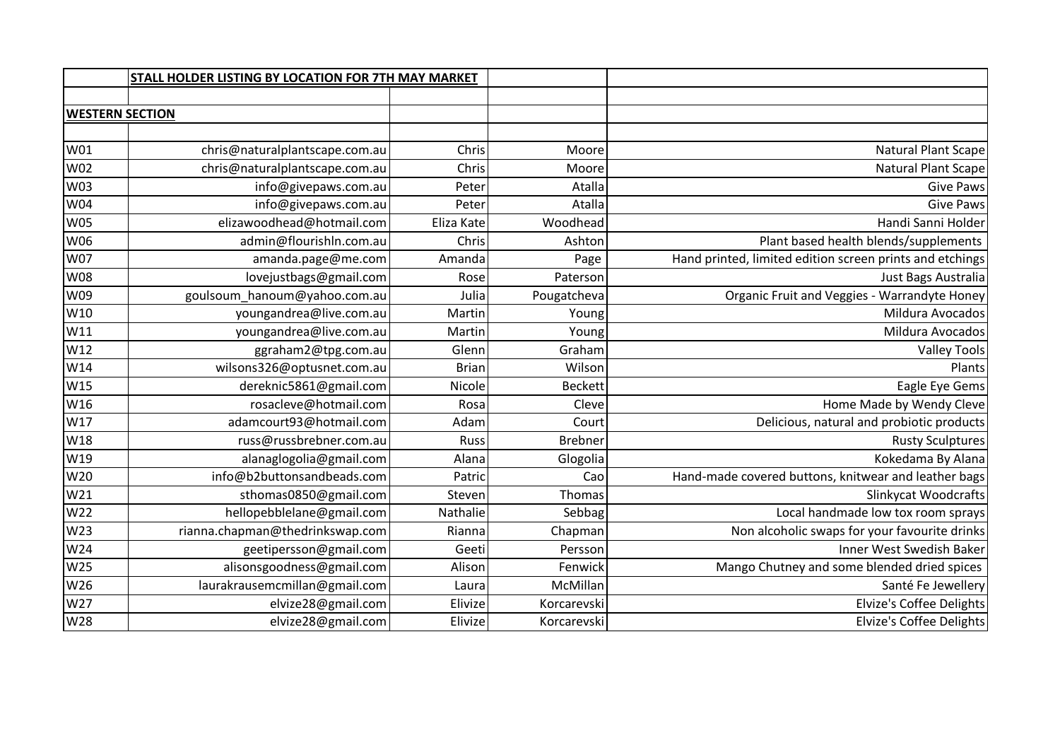| | STALL HOLDER LISTING BY LOCATION FOR 7TH MAY MARKET | | | |
|---|---|---|---|---|
| | | | | |
| **WESTERN SECTION** | | | | |
| | | | | |
| W01 | chris@naturalplantscape.com.au | Chris | Moore | Natural Plant Scape |
| W02 | chris@naturalplantscape.com.au | Chris | Moore | Natural Plant Scape |
| W03 | info@givepaws.com.au | Peter | Atalla | Give Paws |
| W04 | info@givepaws.com.au | Peter | Atalla | Give Paws |
| W05 | elizawoodhead@hotmail.com | Eliza Kate | Woodhead | Handi Sanni Holder |
| W06 | admin@flourishln.com.au | Chris | Ashton | Plant based health blends/supplements |
| W07 | amanda.page@me.com | Amanda | Page | Hand printed, limited edition screen prints and etchings |
| W08 | lovejustbags@gmail.com | Rose | Paterson | Just Bags Australia |
| W09 | goulsoum_hanoum@yahoo.com.au | Julia | Pougatcheva | Organic Fruit and Veggies - Warrandyte Honey |
| W10 | youngandrea@live.com.au | Martin | Young | Mildura Avocados |
| W11 | youngandrea@live.com.au | Martin | Young | Mildura Avocados |
| W12 | ggraham2@tpg.com.au | Glenn | Graham | Valley Tools |
| W14 | wilsons326@optusnet.com.au | Brian | Wilson | Plants |
| W15 | dereknic5861@gmail.com | Nicole | Beckett | Eagle Eye Gems |
| W16 | rosacleve@hotmail.com | Rosa | Cleve | Home Made by Wendy Cleve |
| W17 | adamcourt93@hotmail.com | Adam | Court | Delicious, natural and probiotic products |
| W18 | russ@russbrebner.com.au | Russ | Brebner | Rusty Sculptures |
| W19 | alanaglogolia@gmail.com | Alana | Glogolia | Kokedama By Alana |
| W20 | info@b2buttonsandbeads.com | Patric | Cao | Hand-made covered buttons, knitwear and leather bags |
| W21 | sthomas0850@gmail.com | Steven | Thomas | Slinkycat Woodcrafts |
| W22 | hellopebblelane@gmail.com | Nathalie | Sebbag | Local handmade low tox room sprays |
| W23 | rianna.chapman@thedrinkswap.com | Rianna | Chapman | Non alcoholic swaps for your favourite drinks |
| W24 | geetipersson@gmail.com | Geeti | Persson | Inner West Swedish Baker |
| W25 | alisonsgoodness@gmail.com | Alison | Fenwick | Mango Chutney and some blended dried spices |
| W26 | laurakrausemcmillan@gmail.com | Laura | McMillan | Santé Fe Jewellery |
| W27 | elvize28@gmail.com | Elivize | Korcarevski | Elvize's Coffee Delights |
| W28 | elvize28@gmail.com | Elivize | Korcarevski | Elvize's Coffee Delights |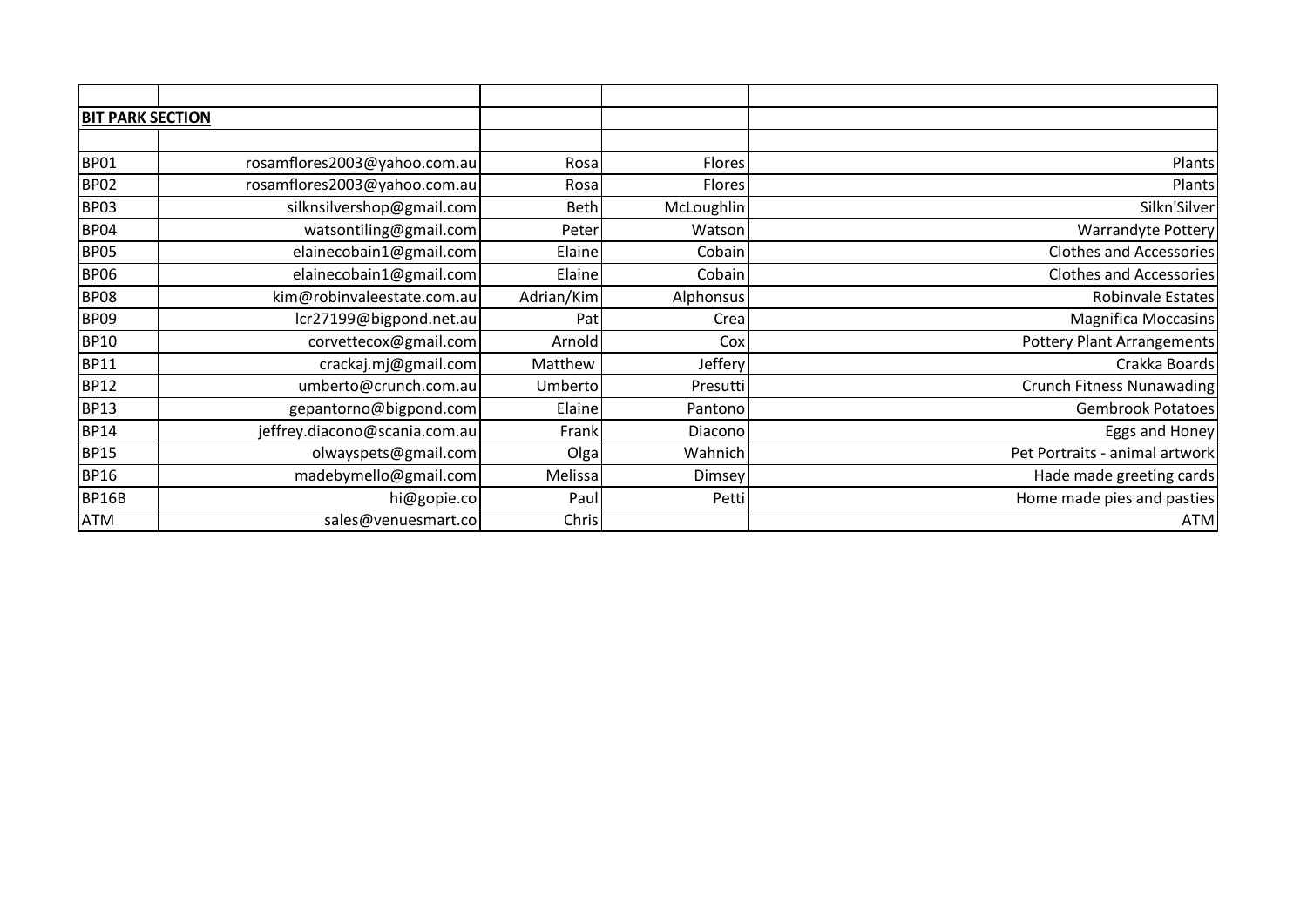| | | | | |
|---|---|---|---|---|
| **BIT PARK SECTION** | | | | |
| | | | | |
| BP01 | rosamflores2003@yahoo.com.au | Rosa | Flores | Plants |
| BP02 | rosamflores2003@yahoo.com.au | Rosa | Flores | Plants |
| BP03 | silknsilvershop@gmail.com | Beth | McLoughlin | Silkn'Silver |
| BP04 | watsontiling@gmail.com | Peter | Watson | Warrandyte Pottery |
| BP05 | elainecobain1@gmail.com | Elaine | Cobain | Clothes and Accessories |
| BP06 | elainecobain1@gmail.com | Elaine | Cobain | Clothes and Accessories |
| BP08 | kim@robinvaleestate.com.au | Adrian/Kim | Alphonsus | Robinvale Estates |
| BP09 | lcr27199@bigpond.net.au | Pat | Crea | Magnifica Moccasins |
| BP10 | corvettecox@gmail.com | Arnold | Cox | Pottery Plant Arrangements |
| BP11 | crackaj.mj@gmail.com | Matthew | Jeffery | Crakka Boards |
| BP12 | umberto@crunch.com.au | Umberto | Presutti | Crunch Fitness Nunawading |
| BP13 | gepantorno@bigpond.com | Elaine | Pantono | Gembrook Potatoes |
| BP14 | jeffrey.diacono@scania.com.au | Frank | Diacono | Eggs and Honey |
| BP15 | olwayspets@gmail.com | Olga | Wahnich | Pet Portraits - animal artwork |
| BP16 | madebymello@gmail.com | Melissa | Dimsey | Hade made greeting cards |
| BP16B | hi@gopie.co | Paul | Petti | Home made pies and pasties |
| ATM | sales@venuesmart.co | Chris | | ATM |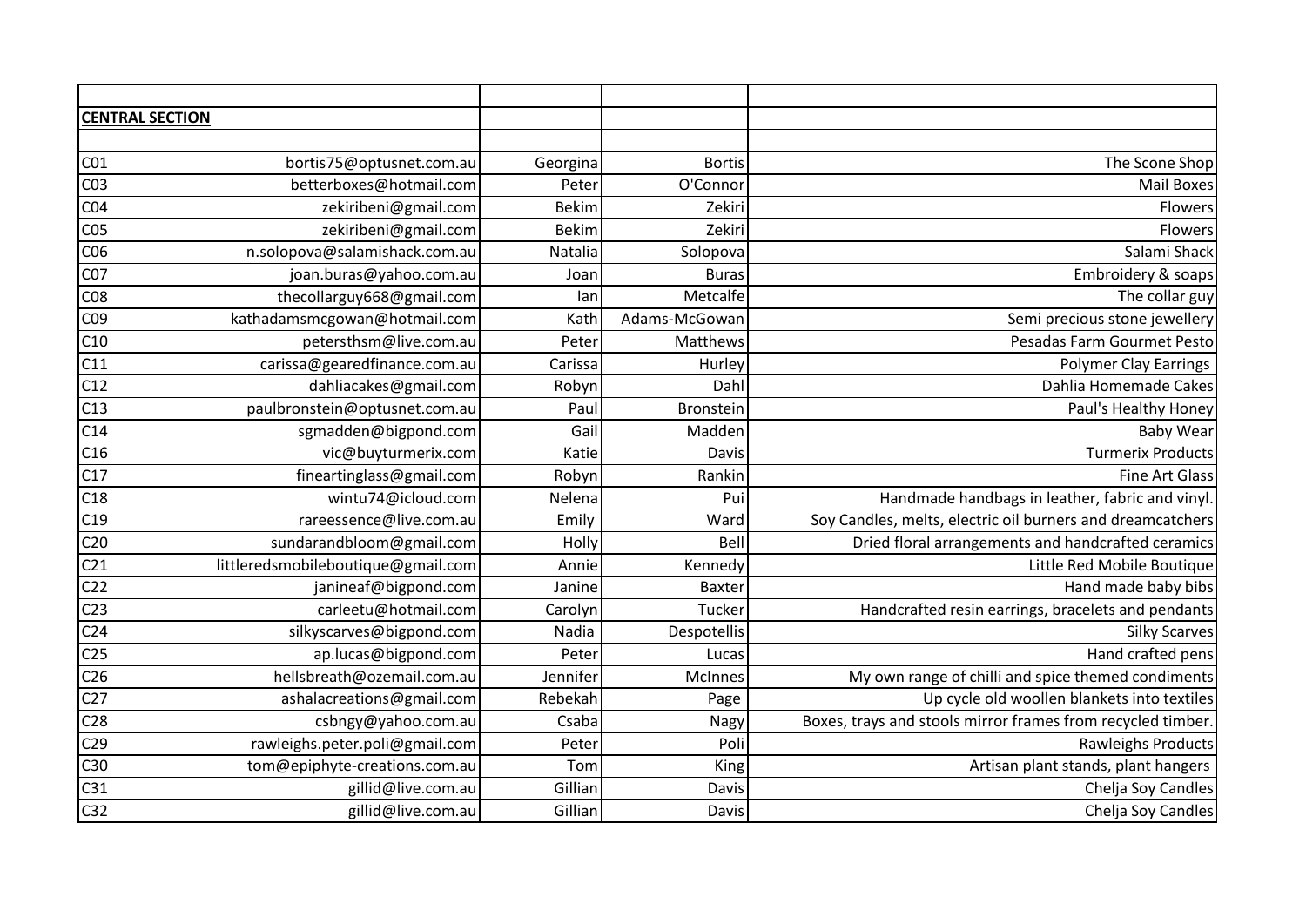| | | | | |
|---|---|---|---|---|
| **CENTRAL SECTION** | | | | |
| | | | | |
| C01 | bortis75@optusnet.com.au | Georgina | Bortis | The Scone Shop |
| C03 | betterboxes@hotmail.com | Peter | O'Connor | Mail Boxes |
| C04 | zekiribeni@gmail.com | Bekim | Zekiri | Flowers |
| C05 | zekiribeni@gmail.com | Bekim | Zekiri | Flowers |
| C06 | n.solopova@salamishack.com.au | Natalia | Solopova | Salami Shack |
| C07 | joan.buras@yahoo.com.au | Joan | Buras | Embroidery & soaps |
| C08 | thecollarguy668@gmail.com | Ian | Metcalfe | The collar guy |
| C09 | kathadamsmcgowan@hotmail.com | Kath | Adams-McGowan | Semi precious stone jewellery |
| C10 | petersthsm@live.com.au | Peter | Matthews | Pesadas Farm Gourmet Pesto |
| C11 | carissa@gearedfinance.com.au | Carissa | Hurley | Polymer Clay Earrings |
| C12 | dahliacakes@gmail.com | Robyn | Dahl | Dahlia Homemade Cakes |
| C13 | paulbronstein@optusnet.com.au | Paul | Bronstein | Paul's Healthy Honey |
| C14 | sgmadden@bigpond.com | Gail | Madden | Baby Wear |
| C16 | vic@buyturmerix.com | Katie | Davis | Turmerix Products |
| C17 | fineartinglass@gmail.com | Robyn | Rankin | Fine Art Glass |
| C18 | wintu74@icloud.com | Nelena | Pui | Handmade handbags in leather, fabric and vinyl. |
| C19 | rareessence@live.com.au | Emily | Ward | Soy Candles, melts, electric oil burners and dreamcatchers |
| C20 | sundarandbloom@gmail.com | Holly | Bell | Dried floral arrangements and handcrafted ceramics |
| C21 | littleredsmobileboutique@gmail.com | Annie | Kennedy | Little Red Mobile Boutique |
| C22 | janineaf@bigpond.com | Janine | Baxter | Hand made baby bibs |
| C23 | carleetu@hotmail.com | Carolyn | Tucker | Handcrafted resin earrings, bracelets and pendants |
| C24 | silkyscarves@bigpond.com | Nadia | Despotellis | Silky Scarves |
| C25 | ap.lucas@bigpond.com | Peter | Lucas | Hand crafted pens |
| C26 | hellsbreath@ozemail.com.au | Jennifer | McInnes | My own range of chilli and spice themed condiments |
| C27 | ashalacreations@gmail.com | Rebekah | Page | Up cycle old woollen blankets into textiles |
| C28 | csbngy@yahoo.com.au | Csaba | Nagy | Boxes, trays and stools mirror frames from recycled timber. |
| C29 | rawleighs.peter.poli@gmail.com | Peter | Poli | Rawleighs Products |
| C30 | tom@epiphyte-creations.com.au | Tom | King | Artisan plant stands, plant hangers |
| C31 | gillid@live.com.au | Gillian | Davis | Chelja Soy Candles |
| C32 | gillid@live.com.au | Gillian | Davis | Chelja Soy Candles |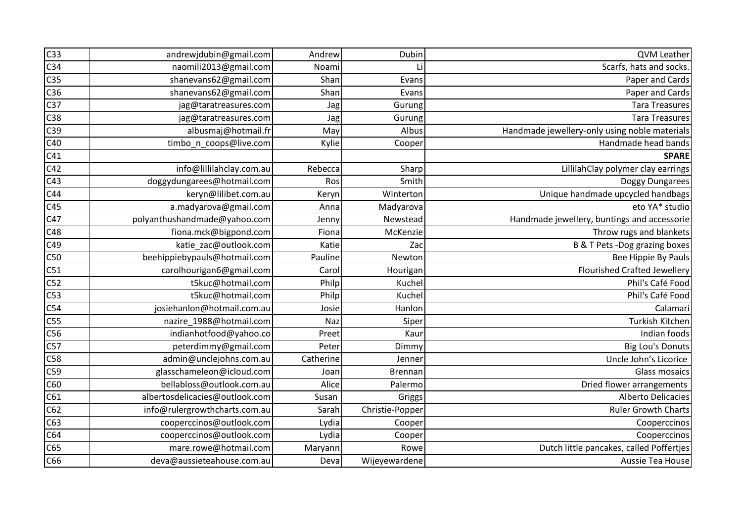| | | | | |
|---|---|---|---|---|
| C33 | andrewjdubin@gmail.com | Andrew | Dubin | QVM Leather |
| C34 | naomili2013@gmail.com | Noami | Li | Scarfs, hats and socks. |
| C35 | shanevans62@gmail.com | Shan | Evans | Paper and Cards |
| C36 | shanevans62@gmail.com | Shan | Evans | Paper and Cards |
| C37 | jag@taratreasures.com | Jag | Gurung | Tara Treasures |
| C38 | jag@taratreasures.com | Jag | Gurung | Tara Treasures |
| C39 | albusmaj@hotmail.fr | May | Albus | Handmade jewellery-only using noble materials |
| C40 | timbo_n_coops@live.com | Kylie | Cooper | Handmade head bands |
| C41 | | | | **SPARE** |
| C42 | info@lillilahclay.com.au | Rebecca | Sharp | LillilahClay polymer clay earrings |
| C43 | doggydungarees@hotmail.com | Ros | Smith | Doggy Dungarees |
| C44 | keryn@lilibet.com.au | Keryn | Winterton | Unique handmade upcycled handbags |
| C45 | a.madyarova@gmail.com | Anna | Madyarova | eto YA* studio |
| C47 | polyanthushandmade@yahoo.com | Jenny | Newstead | Handmade jewellery, buntings and accessorie |
| C48 | fiona.mck@bigpond.com | Fiona | McKenzie | Throw rugs and blankets |
| C49 | katie_zac@outlook.com | Katie | Zac | B & T Pets -Dog grazing boxes |
| C50 | beehippiebypauls@hotmail.com | Pauline | Newton | Bee Hippie By Pauls |
| C51 | carolhourigan6@gmail.com | Carol | Hourigan | Flourished Crafted Jewellery |
| C52 | t5kuc@hotmail.com | Philp | Kuchel | Phil's Café Food |
| C53 | t5kuc@hotmail.com | Philp | Kuchel | Phil's Café Food |
| C54 | josiehanlon@hotmail.com.au | Josie | Hanlon | Calamari |
| C55 | nazire_1988@hotmail.com | Naz | Siper | Turkish Kitchen |
| C56 | indianhotfood@yahoo.co | Preet | Kaur | Indian foods |
| C57 | peterdimmy@gmail.com | Peter | Dimmy | Big Lou's Donuts |
| C58 | admin@unclejohns.com.au | Catherine | Jenner | Uncle John's Licorice |
| C59 | glasschameleon@icloud.com | Joan | Brennan | Glass mosaics |
| C60 | bellabloss@outlook.com.au | Alice | Palermo | Dried flower arrangements |
| C61 | albertosdelicacies@outlook.com | Susan | Griggs | Alberto Delicacies |
| C62 | info@rulergrowthcharts.com.au | Sarah | Christie-Popper | Ruler Growth Charts |
| C63 | cooperccinos@outlook.com | Lydia | Cooper | Cooperccinos |
| C64 | cooperccinos@outlook.com | Lydia | Cooper | Cooperccinos |
| C65 | mare.rowe@hotmail.com | Maryann | Rowe | Dutch little pancakes, called Poffertjes |
| C66 | deva@aussieteahouse.com.au | Deva | Wijeyewardene | Aussie Tea House |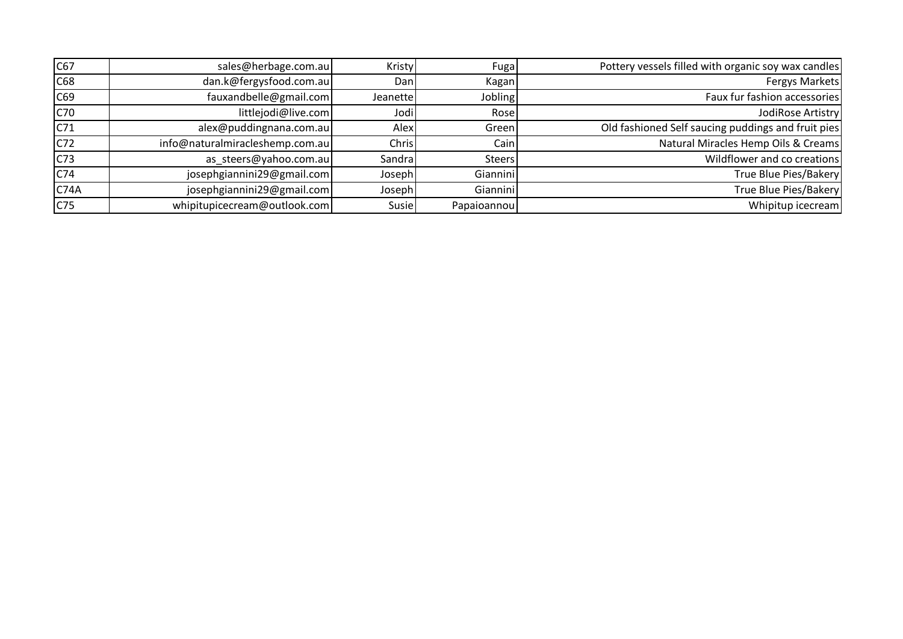| | | | | |
|---|---|---|---|---|
| C67 | sales@herbage.com.au | Kristy | Fuga | Pottery vessels filled with organic soy wax candles |
| C68 | dan.k@fergysfood.com.au | Dan | Kagan | Fergys Markets |
| C69 | fauxandbelle@gmail.com | Jeanette | Jobling | Faux fur fashion accessories |
| C70 | littlejodi@live.com | Jodi | Rose | JodiRose Artistry |
| C71 | alex@puddingnana.com.au | Alex | Green | Old fashioned Self saucing puddings and fruit pies |
| C72 | info@naturalmiracleshemp.com.au | Chris | Cain | Natural Miracles Hemp Oils & Creams |
| C73 | as_steers@yahoo.com.au | Sandra | Steers | Wildflower and co creations |
| C74 | josephgiannini29@gmail.com | Joseph | Giannini | True Blue Pies/Bakery |
| C74A | josephgiannini29@gmail.com | Joseph | Giannini | True Blue Pies/Bakery |
| C75 | whipitupicecream@outlook.com | Susie | Papaioannou | Whipitup icecream |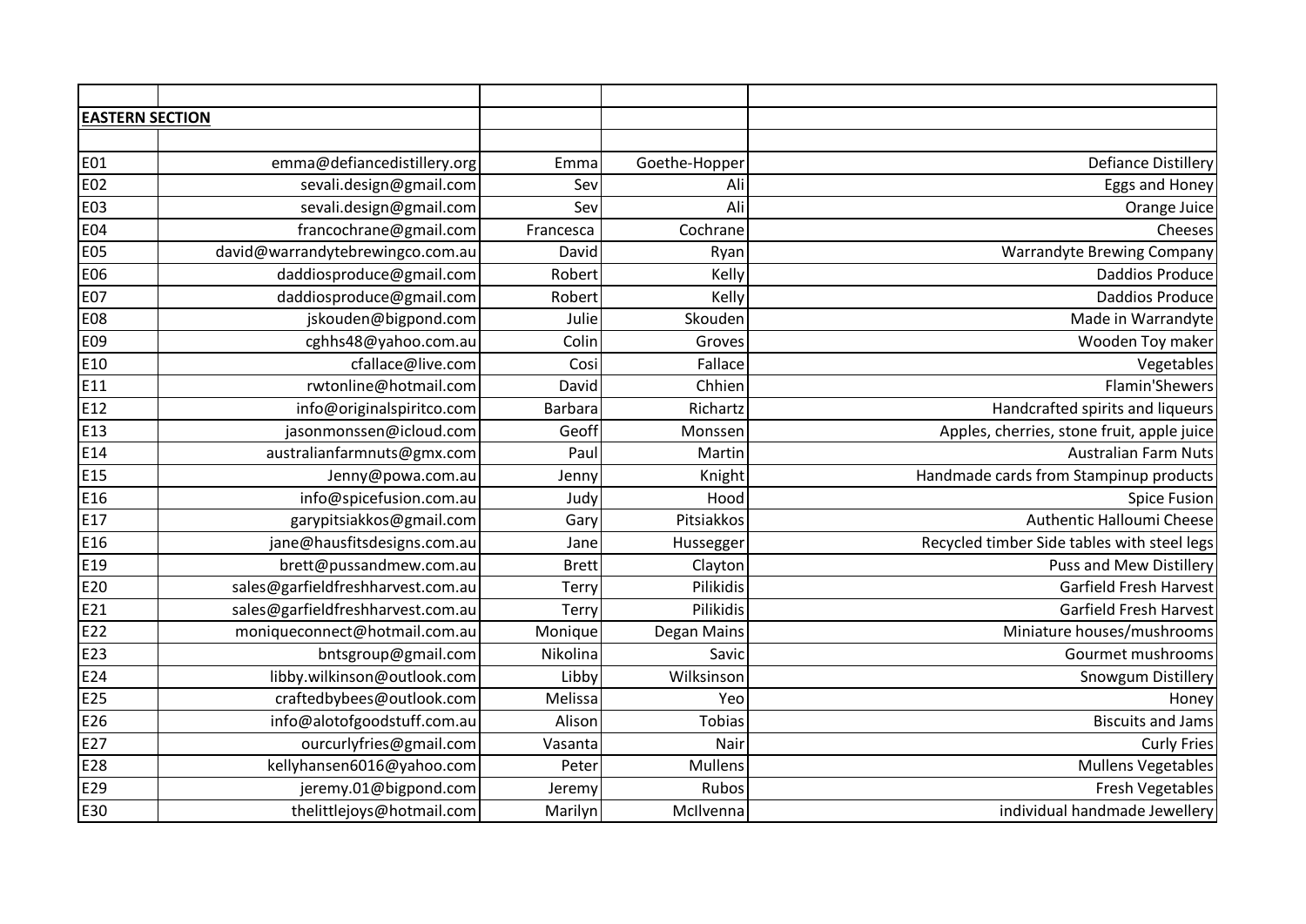| | | | | |
|---|---|---|---|---|
| **EASTERN SECTION** | | | | |
| | | | | |
| E01 | emma@defiancedistillery.org | Emma | Goethe-Hopper | Defiance Distillery |
| E02 | sevali.design@gmail.com | Sev | Ali | Eggs and Honey |
| E03 | sevali.design@gmail.com | Sev | Ali | Orange Juice |
| E04 | francochrane@gmail.com | Francesca | Cochrane | Cheeses |
| E05 | david@warrandytebrewingco.com.au | David | Ryan | Warrandyte Brewing Company |
| E06 | daddiosproduce@gmail.com | Robert | Kelly | Daddios Produce |
| E07 | daddiosproduce@gmail.com | Robert | Kelly | Daddios Produce |
| E08 | jskouden@bigpond.com | Julie | Skouden | Made in Warrandyte |
| E09 | cghhs48@yahoo.com.au | Colin | Groves | Wooden Toy maker |
| E10 | cfallace@live.com | Cosi | Fallace | Vegetables |
| E11 | rwtonline@hotmail.com | David | Chhien | Flamin'Shewers |
| E12 | info@originalspiritco.com | Barbara | Richartz | Handcrafted spirits and liqueurs |
| E13 | jasonmonssen@icloud.com | Geoff | Monssen | Apples, cherries, stone fruit, apple juice |
| E14 | australianfarmnuts@gmx.com | Paul | Martin | Australian Farm Nuts |
| E15 | Jenny@powa.com.au | Jenny | Knight | Handmade cards from Stampinup products |
| E16 | info@spicefusion.com.au | Judy | Hood | Spice Fusion |
| E17 | garypitsiakkos@gmail.com | Gary | Pitsiakkos | Authentic Halloumi Cheese |
| E16 | jane@hausfitsdesigns.com.au | Jane | Hussegger | Recycled timber Side tables with steel legs |
| E19 | brett@pussandmew.com.au | Brett | Clayton | Puss and Mew Distillery |
| E20 | sales@garfieldfreshharvest.com.au | Terry | Pilikidis | Garfield Fresh Harvest |
| E21 | sales@garfieldfreshharvest.com.au | Terry | Pilikidis | Garfield Fresh Harvest |
| E22 | moniqueconnect@hotmail.com.au | Monique | Degan Mains | Miniature houses/mushrooms |
| E23 | bntsgroup@gmail.com | Nikolina | Savic | Gourmet mushrooms |
| E24 | libby.wilkinson@outlook.com | Libby | Wilksinson | Snowgum Distillery |
| E25 | craftedbybees@outlook.com | Melissa | Yeo | Honey |
| E26 | info@alotofgoodstuff.com.au | Alison | Tobias | Biscuits and Jams |
| E27 | ourcurlyfries@gmail.com | Vasanta | Nair | Curly Fries |
| E28 | kellyhansen6016@yahoo.com | Peter | Mullens | Mullens Vegetables |
| E29 | jeremy.01@bigpond.com | Jeremy | Rubos | Fresh Vegetables |
| E30 | thelittlejoys@hotmail.com | Marilyn | McIlvenna | individual handmade Jewellery |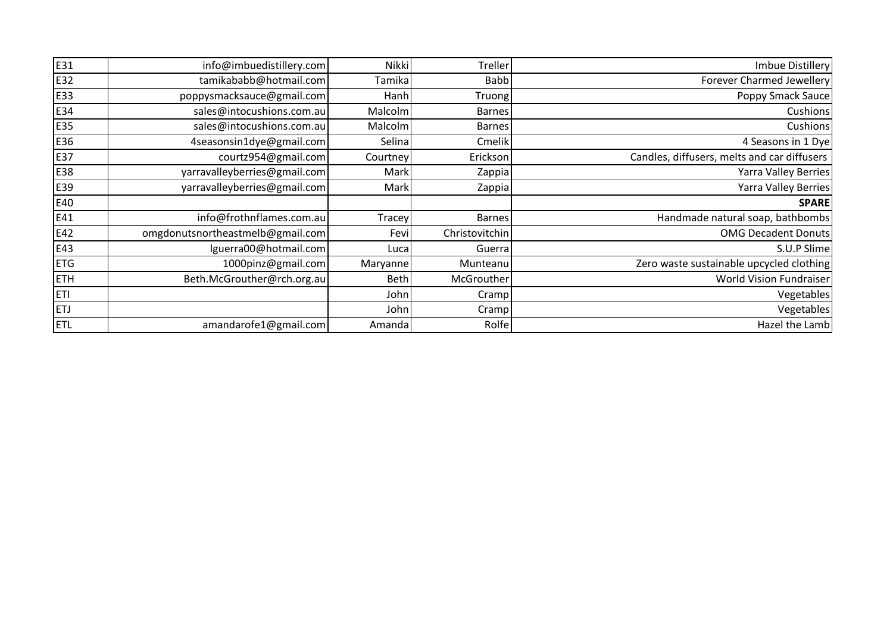| | | | | |
|---|---|---|---|---|
| E31 | info@imbuedistillery.com | Nikki | Treller | Imbue Distillery |
| E32 | tamikababb@hotmail.com | Tamika | Babb | Forever Charmed Jewellery |
| E33 | poppysmacksauce@gmail.com | Hanh | Truong | Poppy Smack Sauce |
| E34 | sales@intocushions.com.au | Malcolm | Barnes | Cushions |
| E35 | sales@intocushions.com.au | Malcolm | Barnes | Cushions |
| E36 | 4seasonsin1dye@gmail.com | Selina | Cmelik | 4 Seasons in 1 Dye |
| E37 | courtz954@gmail.com | Courtney | Erickson | Candles, diffusers, melts and car diffusers |
| E38 | yarravalleyberries@gmail.com | Mark | Zappia | Yarra Valley Berries |
| E39 | yarravalleyberries@gmail.com | Mark | Zappia | Yarra Valley Berries |
| E40 | | | | **SPARE** |
| E41 | info@frothnflames.com.au | Tracey | Barnes | Handmade natural soap, bathbombs |
| E42 | omgdonutsnortheastmelb@gmail.com | Fevi | Christovitchin | OMG Decadent Donuts |
| E43 | lguerra00@hotmail.com | Luca | Guerra | S.U.P Slime |
| ETG | 1000pinz@gmail.com | Maryanne | Munteanu | Zero waste sustainable upcycled clothing |
| ETH | Beth.McGrouther@rch.org.au | Beth | McGrouther | World Vision Fundraiser |
| ETI | | John | Cramp | Vegetables |
| ETJ | | John | Cramp | Vegetables |
| ETL | amandarofe1@gmail.com | Amanda | Rolfe | Hazel the Lamb |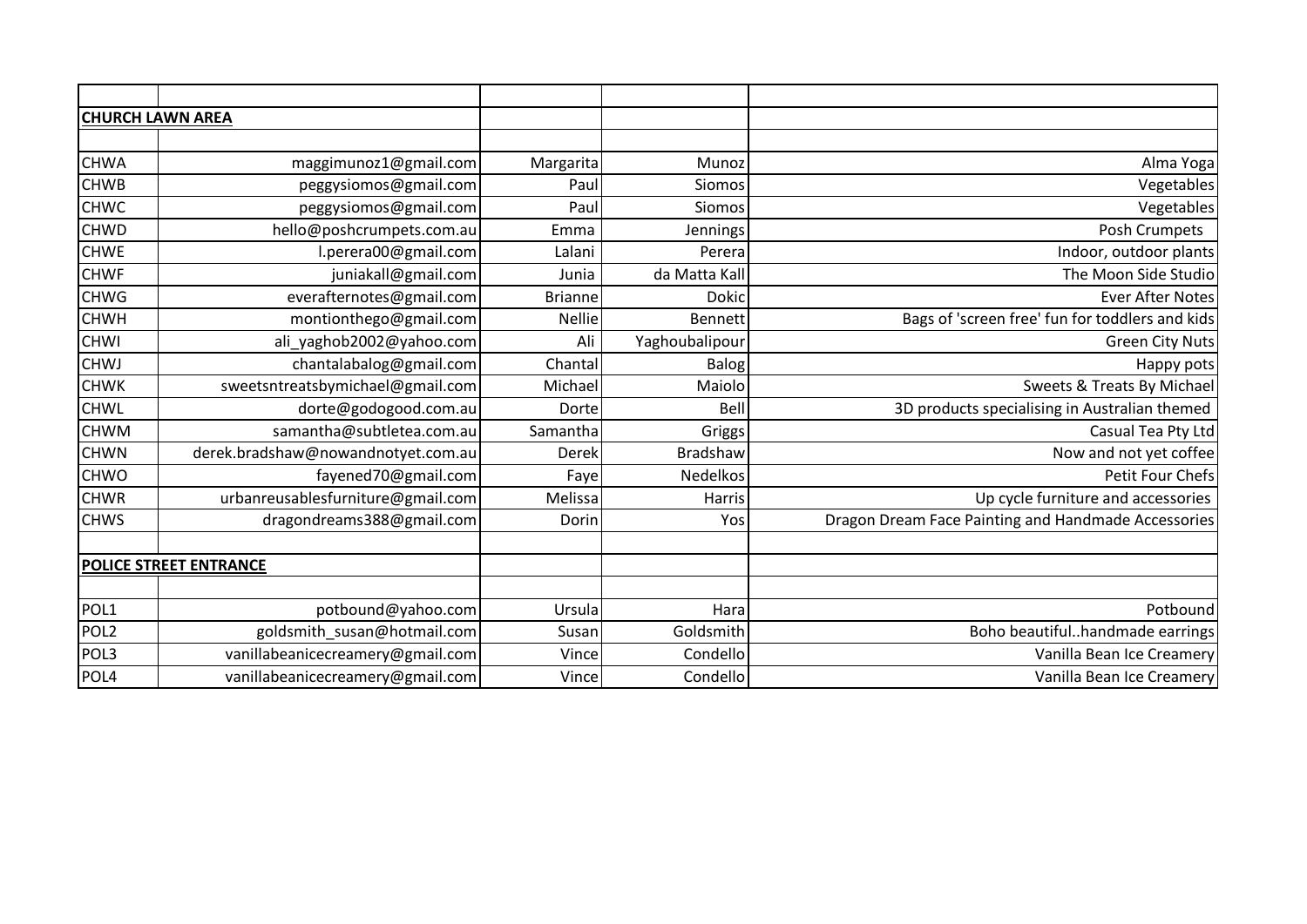| | | | | |
|---|---|---|---|---|
| **CHURCH LAWN AREA** | | | | |
| | | | | |
| CHWA | maggimunoz1@gmail.com | Margarita | Munoz | Alma Yoga |
| CHWB | peggysiomos@gmail.com | Paul | Siomos | Vegetables |
| CHWC | peggysiomos@gmail.com | Paul | Siomos | Vegetables |
| CHWD | hello@poshcrumpets.com.au | Emma | Jennings | Posh Crumpets |
| CHWE | l.perera00@gmail.com | Lalani | Perera | Indoor, outdoor plants |
| CHWF | juniakall@gmail.com | Junia | da Matta Kall | The Moon Side Studio |
| CHWG | everafternotes@gmail.com | Brianne | Dokic | Ever After Notes |
| CHWH | montionthego@gmail.com | Nellie | Bennett | Bags of 'screen free' fun for toddlers and kids |
| CHWI | ali_yaghob2002@yahoo.com | Ali | Yaghoubalipour | Green City Nuts |
| CHWJ | chantalabalog@gmail.com | Chantal | Balog | Happy pots |
| CHWK | sweetsntreatsbymichael@gmail.com | Michael | Maiolo | Sweets & Treats By Michael |
| CHWL | dorte@godogood.com.au | Dorte | Bell | 3D products specialising in Australian themed |
| CHWM | samantha@subtletea.com.au | Samantha | Griggs | Casual Tea Pty Ltd |
| CHWN | derek.bradshaw@nowandnotyet.com.au | Derek | Bradshaw | Now and not yet coffee |
| CHWO | fayened70@gmail.com | Faye | Nedelkos | Petit Four Chefs |
| CHWR | urbanreusablesfurniture@gmail.com | Melissa | Harris | Up cycle furniture and accessories |
| CHWS | dragondreams388@gmail.com | Dorin | Yos | Dragon Dream Face Painting and Handmade Accessories |
| | | | | |
| **POLICE STREET ENTRANCE** | | | | |
| | | | | |
| POL1 | potbound@yahoo.com | Ursula | Hara | Potbound |
| POL2 | goldsmith_susan@hotmail.com | Susan | Goldsmith | Boho beautiful..handmade earrings |
| POL3 | vanillabeanicecreamery@gmail.com | Vince | Condello | Vanilla Bean Ice Creamery |
| POL4 | vanillabeanicecreamery@gmail.com | Vince | Condello | Vanilla Bean Ice Creamery |